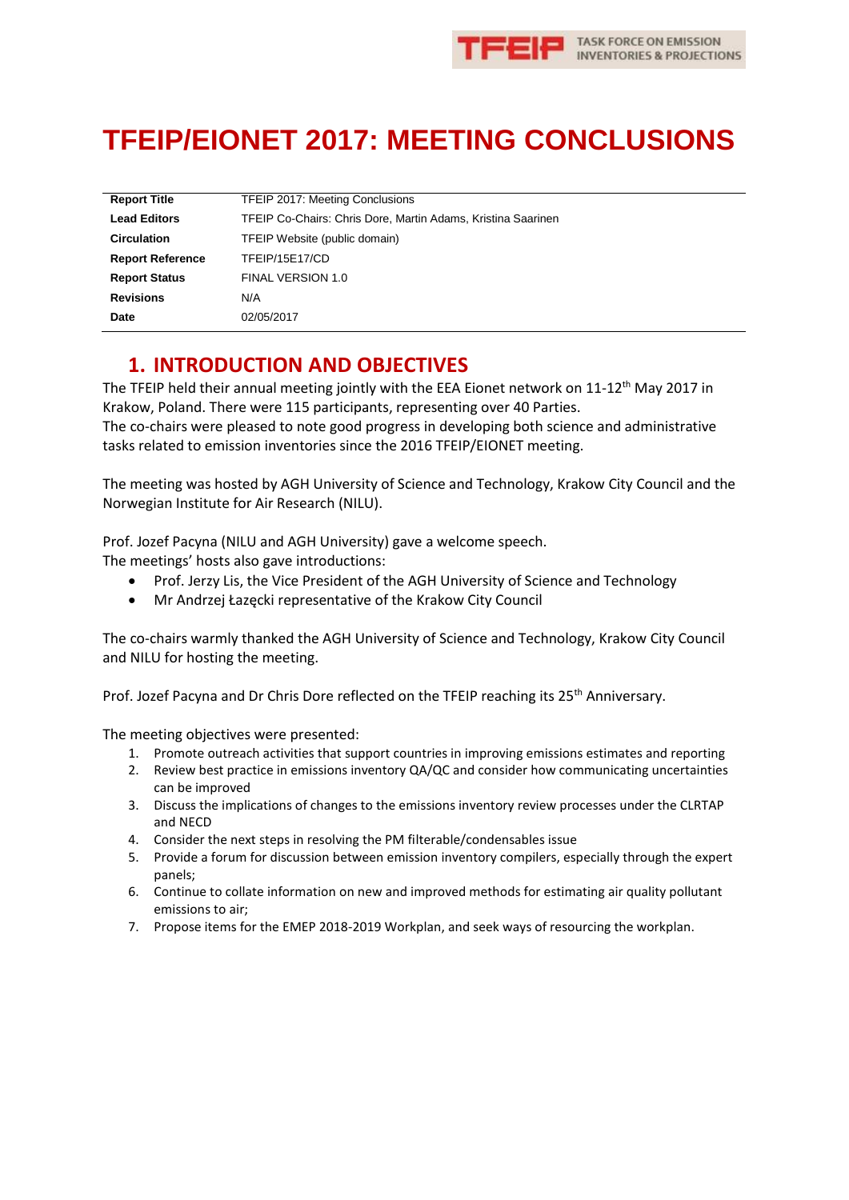# TFEIP/EIONET 2017: MEETING CONCLUSIONS

| | |
|---|---|
| **Report Title** | TFEIP 2017: Meeting Conclusions |
| **Lead Editors** | TFEIP Co-Chairs: Chris Dore, Martin Adams, Kristina Saarinen |
| **Circulation** | TFEIP Website (public domain) |
| **Report Reference** | TFEIP/15E17/CD |
| **Report Status** | FINAL VERSION 1.0 |
| **Revisions** | N/A |
| **Date** | 02/05/2017 |

## 1. INTRODUCTION AND OBJECTIVES

The TFEIP held their annual meeting jointly with the EEA Eionet network on 11-12th May 2017 in Krakow, Poland. There were 115 participants, representing over 40 Parties.
The co-chairs were pleased to note good progress in developing both science and administrative tasks related to emission inventories since the 2016 TFEIP/EIONET meeting.

The meeting was hosted by AGH University of Science and Technology, Krakow City Council and the Norwegian Institute for Air Research (NILU).

Prof. Jozef Pacyna (NILU and AGH University) gave a welcome speech.
The meetings' hosts also gave introductions:

- Prof. Jerzy Lis, the Vice President of the AGH University of Science and Technology
- Mr Andrzej Łazęcki representative of the Krakow City Council

The co-chairs warmly thanked the AGH University of Science and Technology, Krakow City Council and NILU for hosting the meeting.

Prof. Jozef Pacyna and Dr Chris Dore reflected on the TFEIP reaching its 25th Anniversary.

The meeting objectives were presented:

1. Promote outreach activities that support countries in improving emissions estimates and reporting
2. Review best practice in emissions inventory QA/QC and consider how communicating uncertainties can be improved
3. Discuss the implications of changes to the emissions inventory review processes under the CLRTAP and NECD
4. Consider the next steps in resolving the PM filterable/condensables issue
5. Provide a forum for discussion between emission inventory compilers, especially through the expert panels;
6. Continue to collate information on new and improved methods for estimating air quality pollutant emissions to air;
7. Propose items for the EMEP 2018-2019 Workplan, and seek ways of resourcing the workplan.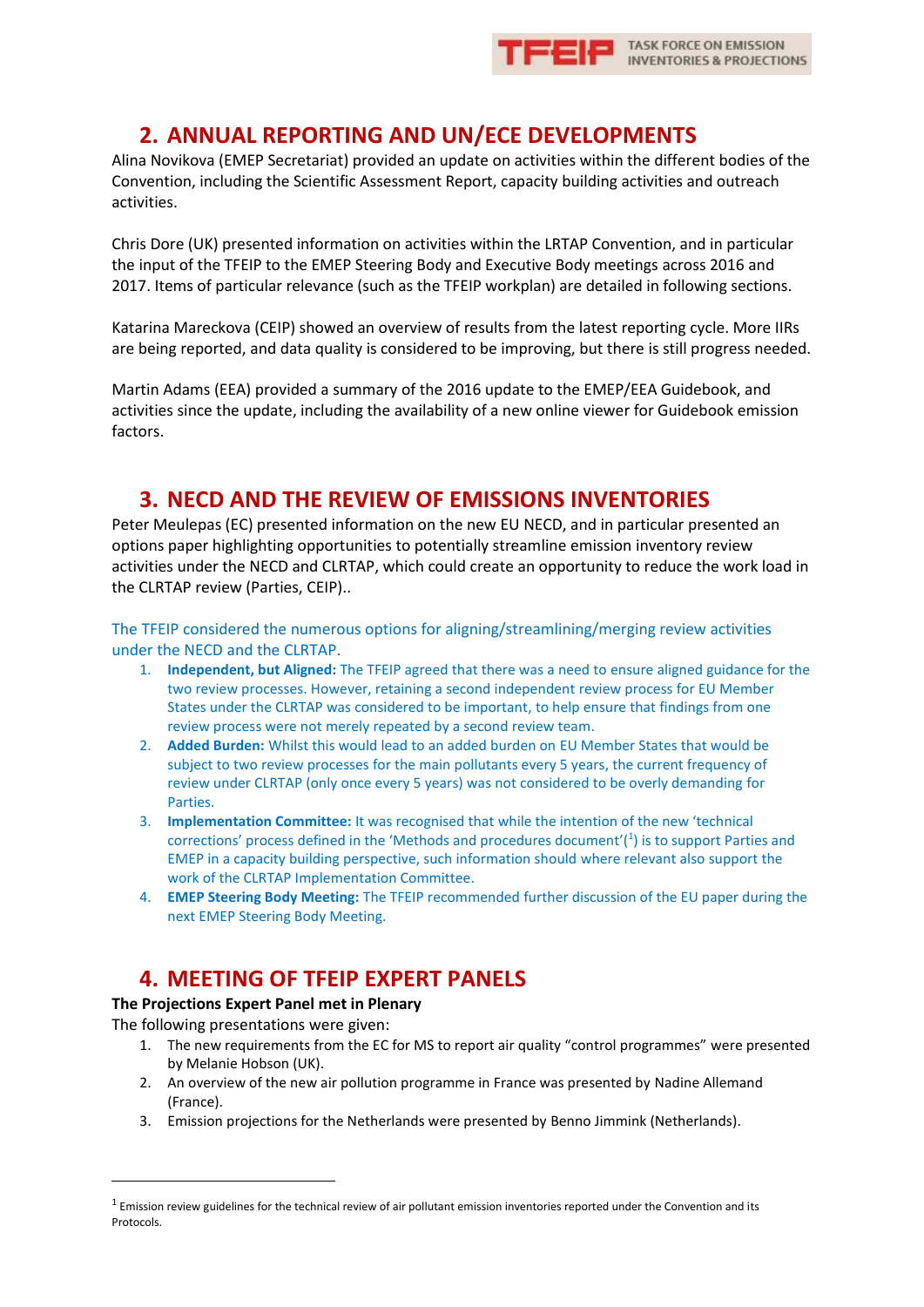## 2. ANNUAL REPORTING AND UN/ECE DEVELOPMENTS

Alina Novikova (EMEP Secretariat) provided an update on activities within the different bodies of the Convention, including the Scientific Assessment Report, capacity building activities and outreach activities.

Chris Dore (UK) presented information on activities within the LRTAP Convention, and in particular the input of the TFEIP to the EMEP Steering Body and Executive Body meetings across 2016 and 2017. Items of particular relevance (such as the TFEIP workplan) are detailed in following sections.

Katarina Mareckova (CEIP) showed an overview of results from the latest reporting cycle. More IIRs are being reported, and data quality is considered to be improving, but there is still progress needed.

Martin Adams (EEA) provided a summary of the 2016 update to the EMEP/EEA Guidebook, and activities since the update, including the availability of a new online viewer for Guidebook emission factors.

## 3. NECD AND THE REVIEW OF EMISSIONS INVENTORIES

Peter Meulepas (EC) presented information on the new EU NECD, and in particular presented an options paper highlighting opportunities to potentially streamline emission inventory review activities under the NECD and CLRTAP, which could create an opportunity to reduce the work load in the CLRTAP review (Parties, CEIP)..

The TFEIP considered the numerous options for aligning/streamlining/merging review activities under the NECD and the CLRTAP.

1. **Independent, but Aligned:** The TFEIP agreed that there was a need to ensure aligned guidance for the two review processes. However, retaining a second independent review process for EU Member States under the CLRTAP was considered to be important, to help ensure that findings from one review process were not merely repeated by a second review team.
2. **Added Burden:** Whilst this would lead to an added burden on EU Member States that would be subject to two review processes for the main pollutants every 5 years, the current frequency of review under CLRTAP (only once every 5 years) was not considered to be overly demanding for Parties.
3. **Implementation Committee:** It was recognised that while the intention of the new 'technical corrections' process defined in the 'Methods and procedures document'([1]) is to support Parties and EMEP in a capacity building perspective, such information should where relevant also support the work of the CLRTAP Implementation Committee.
4. **EMEP Steering Body Meeting:** The TFEIP recommended further discussion of the EU paper during the next EMEP Steering Body Meeting.

## 4. MEETING OF TFEIP EXPERT PANELS

**The Projections Expert Panel met in Plenary**

The following presentations were given:

1. The new requirements from the EC for MS to report air quality "control programmes" were presented by Melanie Hobson (UK).
2. An overview of the new air pollution programme in France was presented by Nadine Allemand (France).
3. Emission projections for the Netherlands were presented by Benno Jimmink (Netherlands).

---

[1] Emission review guidelines for the technical review of air pollutant emission inventories reported under the Convention and its Protocols.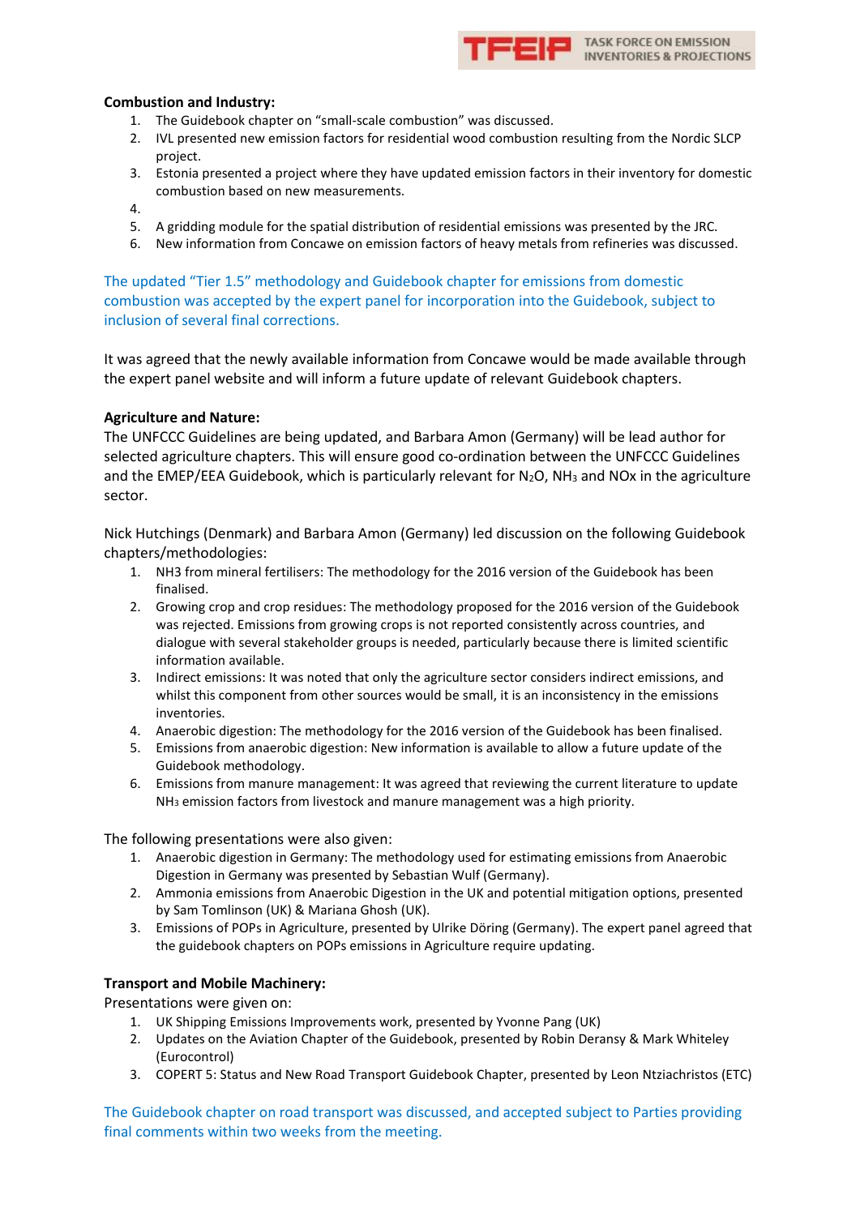**Combustion and Industry:**

1. The Guidebook chapter on "small-scale combustion" was discussed.
2. IVL presented new emission factors for residential wood combustion resulting from the Nordic SLCP project.
3. Estonia presented a project where they have updated emission factors in their inventory for domestic combustion based on new measurements.
4. 
5. A gridding module for the spatial distribution of residential emissions was presented by the JRC.
6. New information from Concawe on emission factors of heavy metals from refineries was discussed.

The updated "Tier 1.5" methodology and Guidebook chapter for emissions from domestic combustion was accepted by the expert panel for incorporation into the Guidebook, subject to inclusion of several final corrections.

It was agreed that the newly available information from Concawe would be made available through the expert panel website and will inform a future update of relevant Guidebook chapters.

**Agriculture and Nature:**

The UNFCCC Guidelines are being updated, and Barbara Amon (Germany) will be lead author for selected agriculture chapters. This will ensure good co-ordination between the UNFCCC Guidelines and the EMEP/EEA Guidebook, which is particularly relevant for $N_2O$, $NH_3$ and NOx in the agriculture sector.

Nick Hutchings (Denmark) and Barbara Amon (Germany) led discussion on the following Guidebook chapters/methodologies:

1. NH3 from mineral fertilisers: The methodology for the 2016 version of the Guidebook has been finalised.
2. Growing crop and crop residues: The methodology proposed for the 2016 version of the Guidebook was rejected. Emissions from growing crops is not reported consistently across countries, and dialogue with several stakeholder groups is needed, particularly because there is limited scientific information available.
3. Indirect emissions: It was noted that only the agriculture sector considers indirect emissions, and whilst this component from other sources would be small, it is an inconsistency in the emissions inventories.
4. Anaerobic digestion: The methodology for the 2016 version of the Guidebook has been finalised.
5. Emissions from anaerobic digestion: New information is available to allow a future update of the Guidebook methodology.
6. Emissions from manure management: It was agreed that reviewing the current literature to update $NH_3$ emission factors from livestock and manure management was a high priority.

The following presentations were also given:

1. Anaerobic digestion in Germany: The methodology used for estimating emissions from Anaerobic Digestion in Germany was presented by Sebastian Wulf (Germany).
2. Ammonia emissions from Anaerobic Digestion in the UK and potential mitigation options, presented by Sam Tomlinson (UK) & Mariana Ghosh (UK).
3. Emissions of POPs in Agriculture, presented by Ulrike Döring (Germany). The expert panel agreed that the guidebook chapters on POPs emissions in Agriculture require updating.

**Transport and Mobile Machinery:**

Presentations were given on:

1. UK Shipping Emissions Improvements work, presented by Yvonne Pang (UK)
2. Updates on the Aviation Chapter of the Guidebook, presented by Robin Deransy & Mark Whiteley (Eurocontrol)
3. COPERT 5: Status and New Road Transport Guidebook Chapter, presented by Leon Ntziachristos (ETC)

The Guidebook chapter on road transport was discussed, and accepted subject to Parties providing final comments within two weeks from the meeting.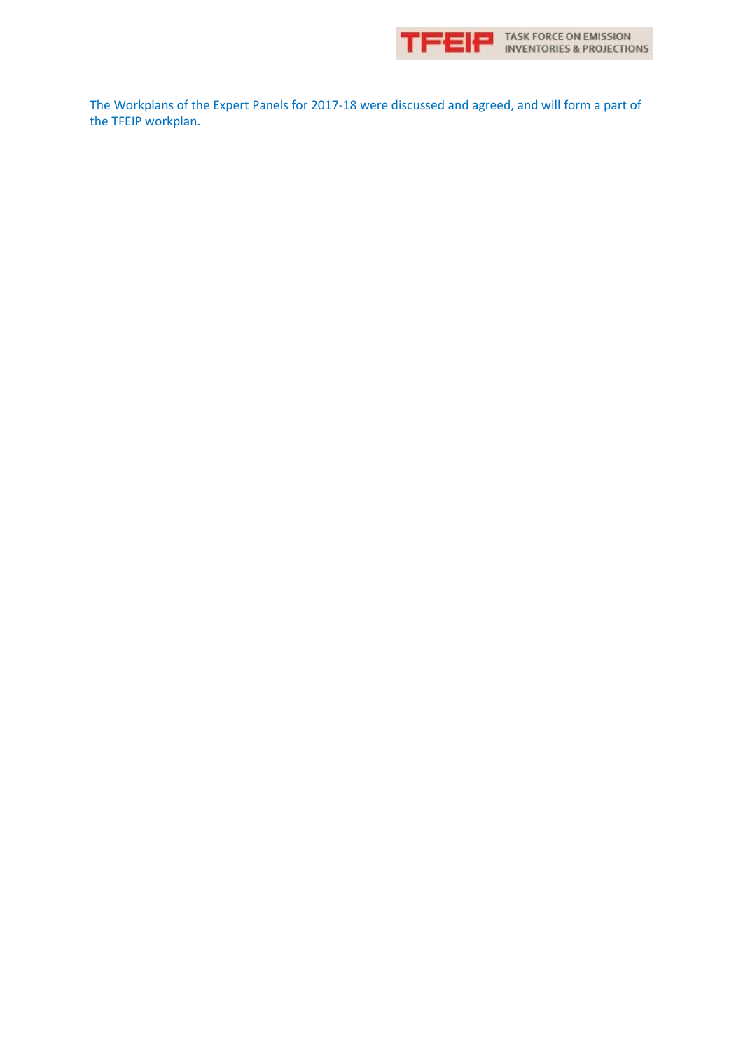The Workplans of the Expert Panels for 2017-18 were discussed and agreed, and will form a part of the TFEIP workplan.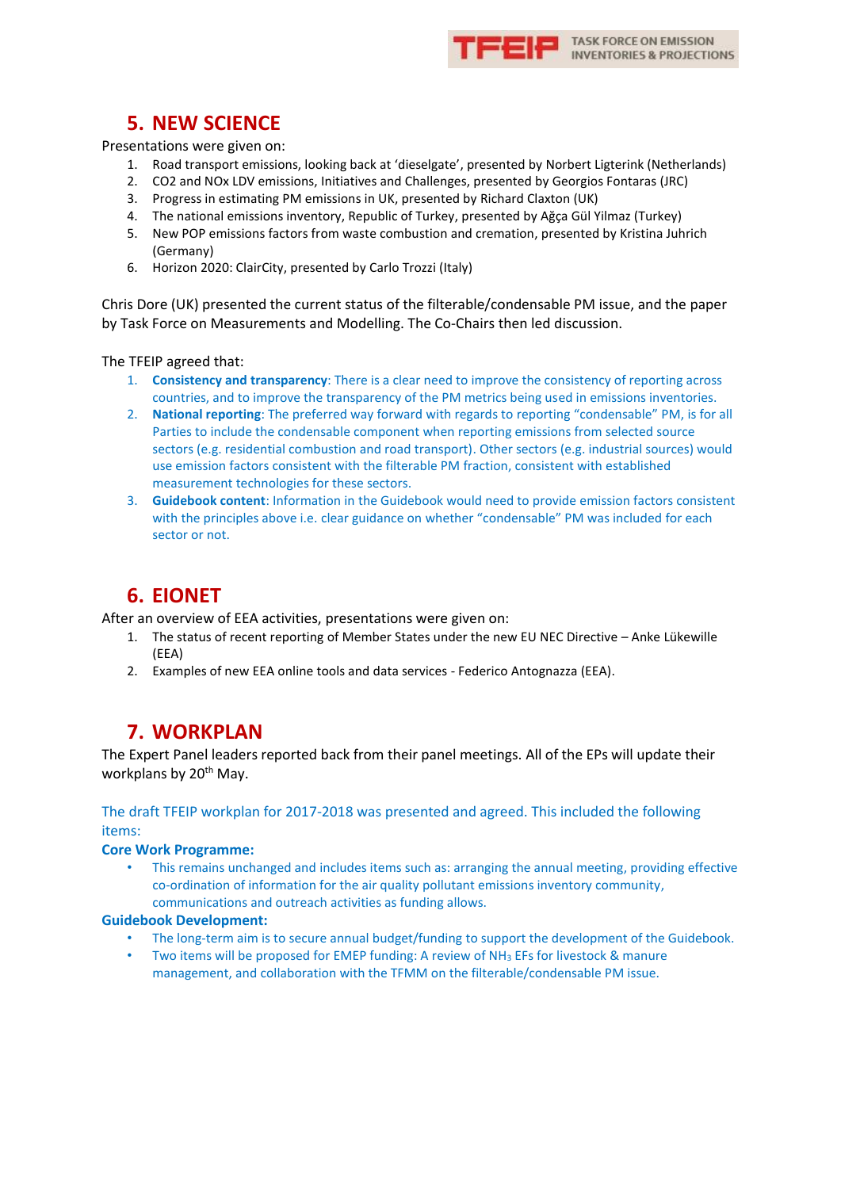## 5. NEW SCIENCE

Presentations were given on:

1. Road transport emissions, looking back at 'dieselgate', presented by Norbert Ligterink (Netherlands)
2. CO2 and NOx LDV emissions, Initiatives and Challenges, presented by Georgios Fontaras (JRC)
3. Progress in estimating PM emissions in UK, presented by Richard Claxton (UK)
4. The national emissions inventory, Republic of Turkey, presented by Ağça Gül Yilmaz (Turkey)
5. New POP emissions factors from waste combustion and cremation, presented by Kristina Juhrich (Germany)
6. Horizon 2020: ClairCity, presented by Carlo Trozzi (Italy)

Chris Dore (UK) presented the current status of the filterable/condensable PM issue, and the paper by Task Force on Measurements and Modelling. The Co-Chairs then led discussion.

The TFEIP agreed that:

1. **Consistency and transparency**: There is a clear need to improve the consistency of reporting across countries, and to improve the transparency of the PM metrics being used in emissions inventories.
2. **National reporting**: The preferred way forward with regards to reporting "condensable" PM, is for all Parties to include the condensable component when reporting emissions from selected source sectors (e.g. residential combustion and road transport). Other sectors (e.g. industrial sources) would use emission factors consistent with the filterable PM fraction, consistent with established measurement technologies for these sectors.
3. **Guidebook content**: Information in the Guidebook would need to provide emission factors consistent with the principles above i.e. clear guidance on whether "condensable" PM was included for each sector or not.

## 6. EIONET

After an overview of EEA activities, presentations were given on:

1. The status of recent reporting of Member States under the new EU NEC Directive – Anke Lükewille (EEA)
2. Examples of new EEA online tools and data services - Federico Antognazza (EEA).

## 7. WORKPLAN

The Expert Panel leaders reported back from their panel meetings. All of the EPs will update their workplans by 20th May.

The draft TFEIP workplan for 2017-2018 was presented and agreed. This included the following items:

**Core Work Programme:**

- This remains unchanged and includes items such as: arranging the annual meeting, providing effective co-ordination of information for the air quality pollutant emissions inventory community, communications and outreach activities as funding allows.

**Guidebook Development:**

- The long-term aim is to secure annual budget/funding to support the development of the Guidebook.
- Two items will be proposed for EMEP funding: A review of $NH_3$ EFs for livestock & manure management, and collaboration with the TFMM on the filterable/condensable PM issue.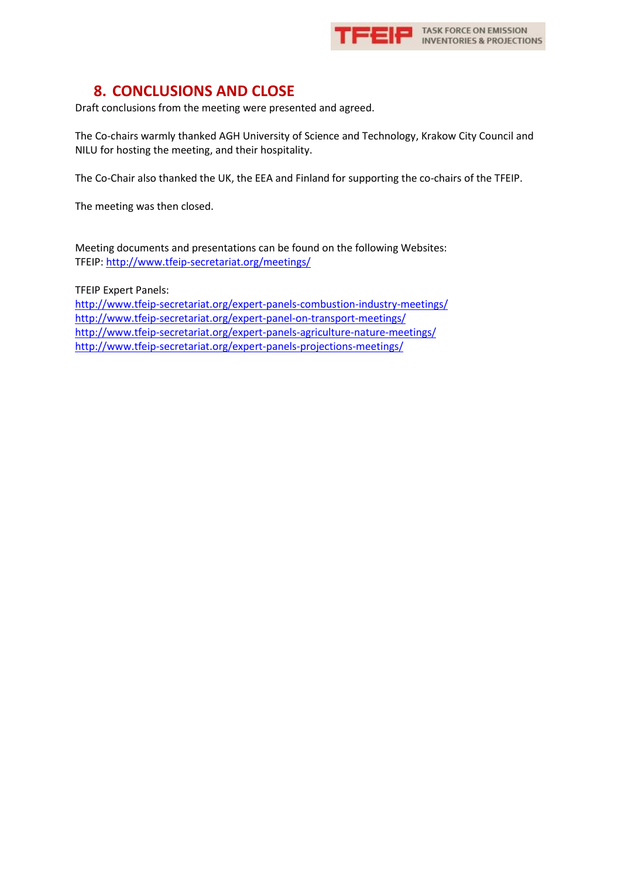## 8. CONCLUSIONS AND CLOSE

Draft conclusions from the meeting were presented and agreed.

The Co-chairs warmly thanked AGH University of Science and Technology, Krakow City Council and NILU for hosting the meeting, and their hospitality.

The Co-Chair also thanked the UK, the EEA and Finland for supporting the co-chairs of the TFEIP.

The meeting was then closed.

Meeting documents and presentations can be found on the following Websites:
TFEIP: http://www.tfeip-secretariat.org/meetings/

TFEIP Expert Panels:
http://www.tfeip-secretariat.org/expert-panels-combustion-industry-meetings/
http://www.tfeip-secretariat.org/expert-panel-on-transport-meetings/
http://www.tfeip-secretariat.org/expert-panels-agriculture-nature-meetings/
http://www.tfeip-secretariat.org/expert-panels-projections-meetings/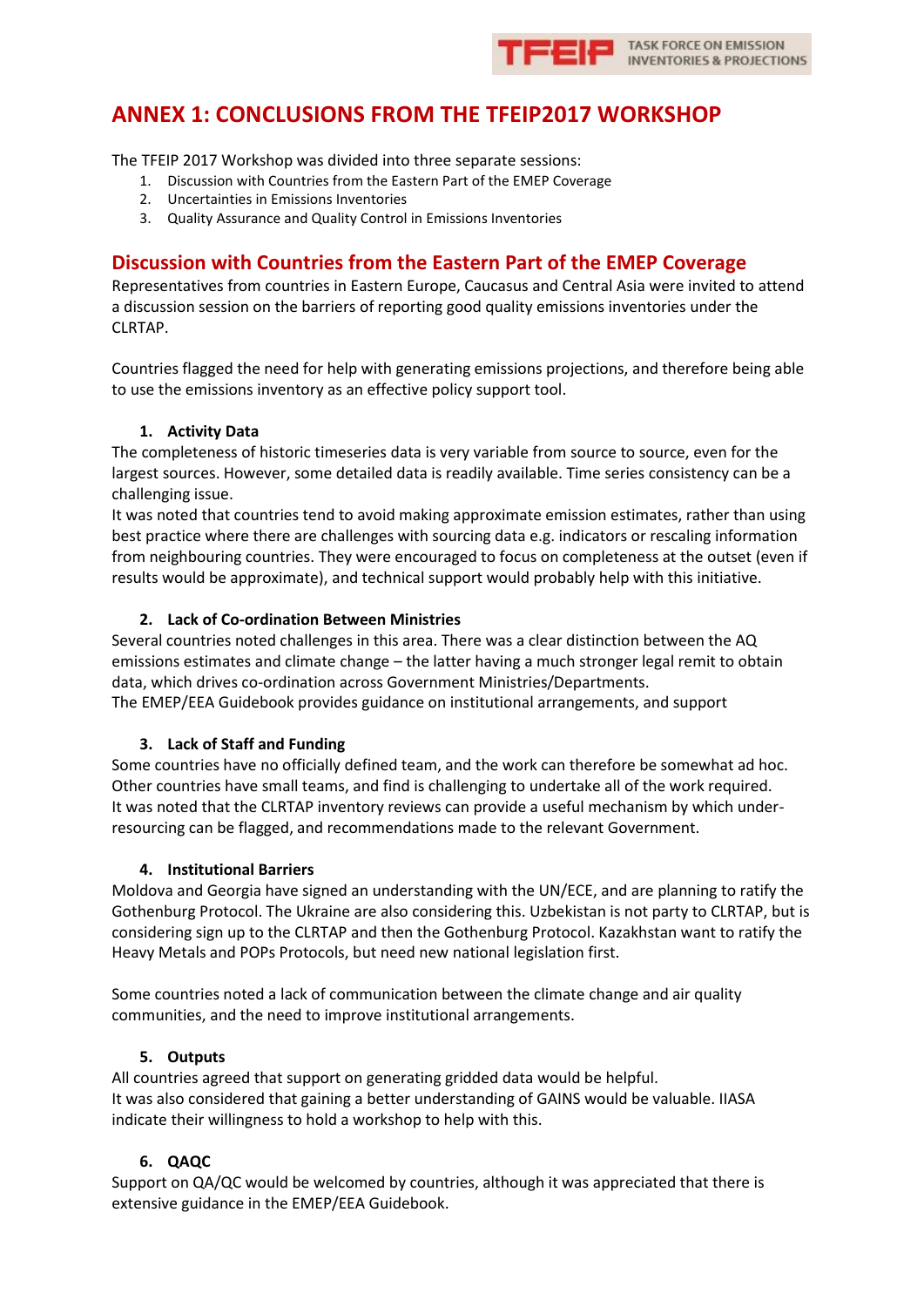# ANNEX 1: CONCLUSIONS FROM THE TFEIP2017 WORKSHOP

The TFEIP 2017 Workshop was divided into three separate sessions:

1. Discussion with Countries from the Eastern Part of the EMEP Coverage
2. Uncertainties in Emissions Inventories
3. Quality Assurance and Quality Control in Emissions Inventories

## Discussion with Countries from the Eastern Part of the EMEP Coverage

Representatives from countries in Eastern Europe, Caucasus and Central Asia were invited to attend a discussion session on the barriers of reporting good quality emissions inventories under the CLRTAP.

Countries flagged the need for help with generating emissions projections, and therefore being able to use the emissions inventory as an effective policy support tool.

### 1. Activity Data

The completeness of historic timeseries data is very variable from source to source, even for the largest sources. However, some detailed data is readily available. Time series consistency can be a challenging issue.
It was noted that countries tend to avoid making approximate emission estimates, rather than using best practice where there are challenges with sourcing data e.g. indicators or rescaling information from neighbouring countries. They were encouraged to focus on completeness at the outset (even if results would be approximate), and technical support would probably help with this initiative.

### 2. Lack of Co-ordination Between Ministries

Several countries noted challenges in this area. There was a clear distinction between the AQ emissions estimates and climate change – the latter having a much stronger legal remit to obtain data, which drives co-ordination across Government Ministries/Departments.
The EMEP/EEA Guidebook provides guidance on institutional arrangements, and support

### 3. Lack of Staff and Funding

Some countries have no officially defined team, and the work can therefore be somewhat ad hoc. Other countries have small teams, and find is challenging to undertake all of the work required.
It was noted that the CLRTAP inventory reviews can provide a useful mechanism by which under-resourcing can be flagged, and recommendations made to the relevant Government.

### 4. Institutional Barriers

Moldova and Georgia have signed an understanding with the UN/ECE, and are planning to ratify the Gothenburg Protocol. The Ukraine are also considering this. Uzbekistan is not party to CLRTAP, but is considering sign up to the CLRTAP and then the Gothenburg Protocol. Kazakhstan want to ratify the Heavy Metals and POPs Protocols, but need new national legislation first.

Some countries noted a lack of communication between the climate change and air quality communities, and the need to improve institutional arrangements.

### 5. Outputs

All countries agreed that support on generating gridded data would be helpful.
It was also considered that gaining a better understanding of GAINS would be valuable. IIASA indicate their willingness to hold a workshop to help with this.

### 6. QAQC

Support on QA/QC would be welcomed by countries, although it was appreciated that there is extensive guidance in the EMEP/EEA Guidebook.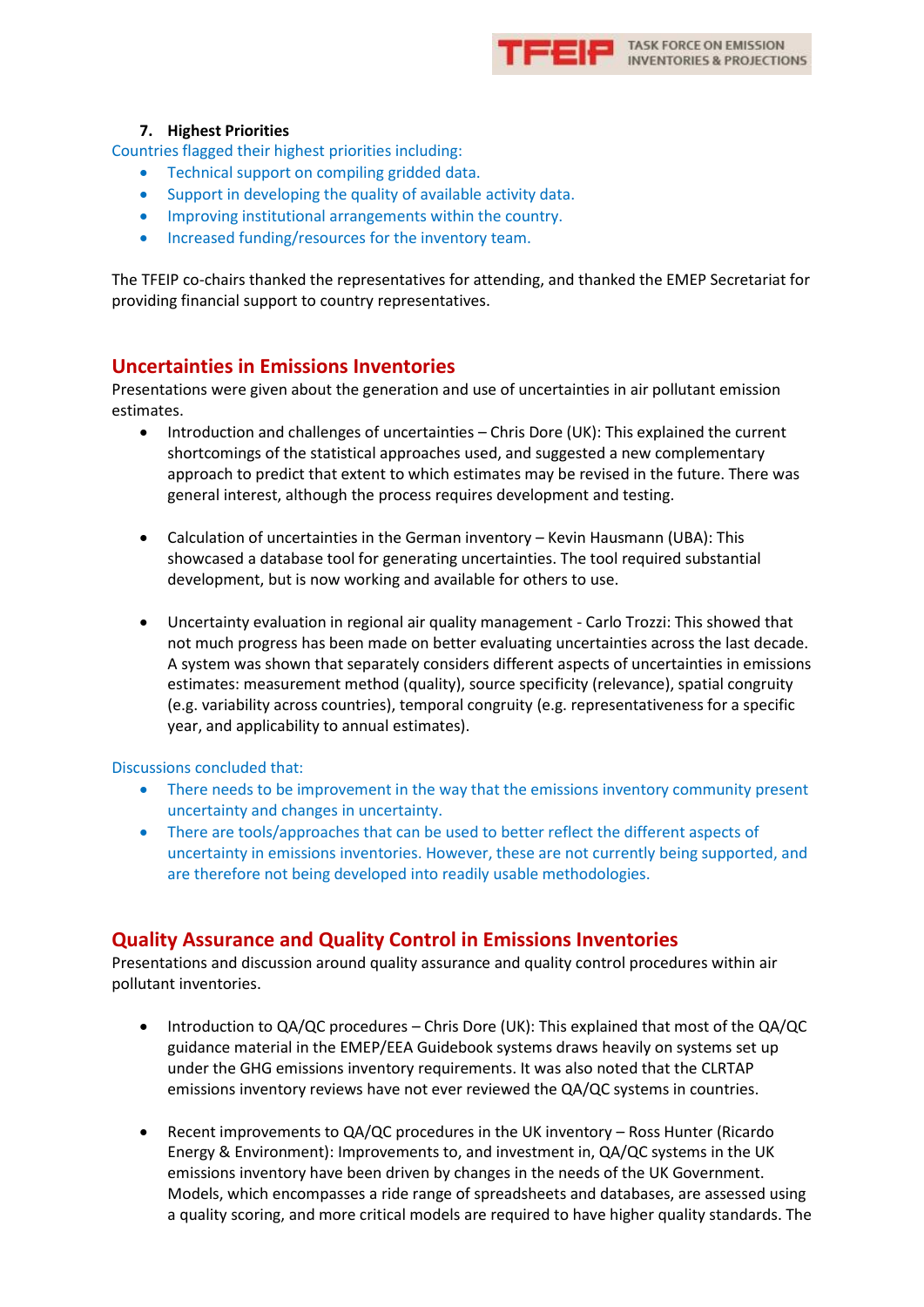7. **Highest Priorities**

Countries flagged their highest priorities including:

- Technical support on compiling gridded data.
- Support in developing the quality of available activity data.
- Improving institutional arrangements within the country.
- Increased funding/resources for the inventory team.

The TFEIP co-chairs thanked the representatives for attending, and thanked the EMEP Secretariat for providing financial support to country representatives.

## Uncertainties in Emissions Inventories

Presentations were given about the generation and use of uncertainties in air pollutant emission estimates.

- Introduction and challenges of uncertainties – Chris Dore (UK): This explained the current shortcomings of the statistical approaches used, and suggested a new complementary approach to predict that extent to which estimates may be revised in the future. There was general interest, although the process requires development and testing.

- Calculation of uncertainties in the German inventory – Kevin Hausmann (UBA): This showcased a database tool for generating uncertainties. The tool required substantial development, but is now working and available for others to use.

- Uncertainty evaluation in regional air quality management - Carlo Trozzi: This showed that not much progress has been made on better evaluating uncertainties across the last decade. A system was shown that separately considers different aspects of uncertainties in emissions estimates: measurement method (quality), source specificity (relevance), spatial congruity (e.g. variability across countries), temporal congruity (e.g. representativeness for a specific year, and applicability to annual estimates).

Discussions concluded that:

- There needs to be improvement in the way that the emissions inventory community present uncertainty and changes in uncertainty.
- There are tools/approaches that can be used to better reflect the different aspects of uncertainty in emissions inventories. However, these are not currently being supported, and are therefore not being developed into readily usable methodologies.

## Quality Assurance and Quality Control in Emissions Inventories

Presentations and discussion around quality assurance and quality control procedures within air pollutant inventories.

- Introduction to QA/QC procedures – Chris Dore (UK): This explained that most of the QA/QC guidance material in the EMEP/EEA Guidebook systems draws heavily on systems set up under the GHG emissions inventory requirements. It was also noted that the CLRTAP emissions inventory reviews have not ever reviewed the QA/QC systems in countries.

- Recent improvements to QA/QC procedures in the UK inventory – Ross Hunter (Ricardo Energy & Environment): Improvements to, and investment in, QA/QC systems in the UK emissions inventory have been driven by changes in the needs of the UK Government. Models, which encompasses a ride range of spreadsheets and databases, are assessed using a quality scoring, and more critical models are required to have higher quality standards. The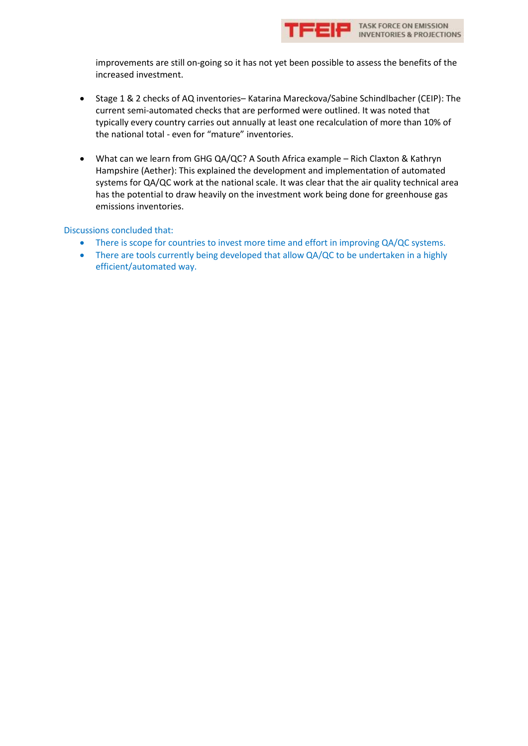improvements are still on-going so it has not yet been possible to assess the benefits of the increased investment.

- Stage 1 & 2 checks of AQ inventories– Katarina Mareckova/Sabine Schindlbacher (CEIP): The current semi-automated checks that are performed were outlined. It was noted that typically every country carries out annually at least one recalculation of more than 10% of the national total - even for "mature" inventories.

- What can we learn from GHG QA/QC? A South Africa example – Rich Claxton & Kathryn Hampshire (Aether): This explained the development and implementation of automated systems for QA/QC work at the national scale. It was clear that the air quality technical area has the potential to draw heavily on the investment work being done for greenhouse gas emissions inventories.

Discussions concluded that:

- There is scope for countries to invest more time and effort in improving QA/QC systems.
- There are tools currently being developed that allow QA/QC to be undertaken in a highly efficient/automated way.